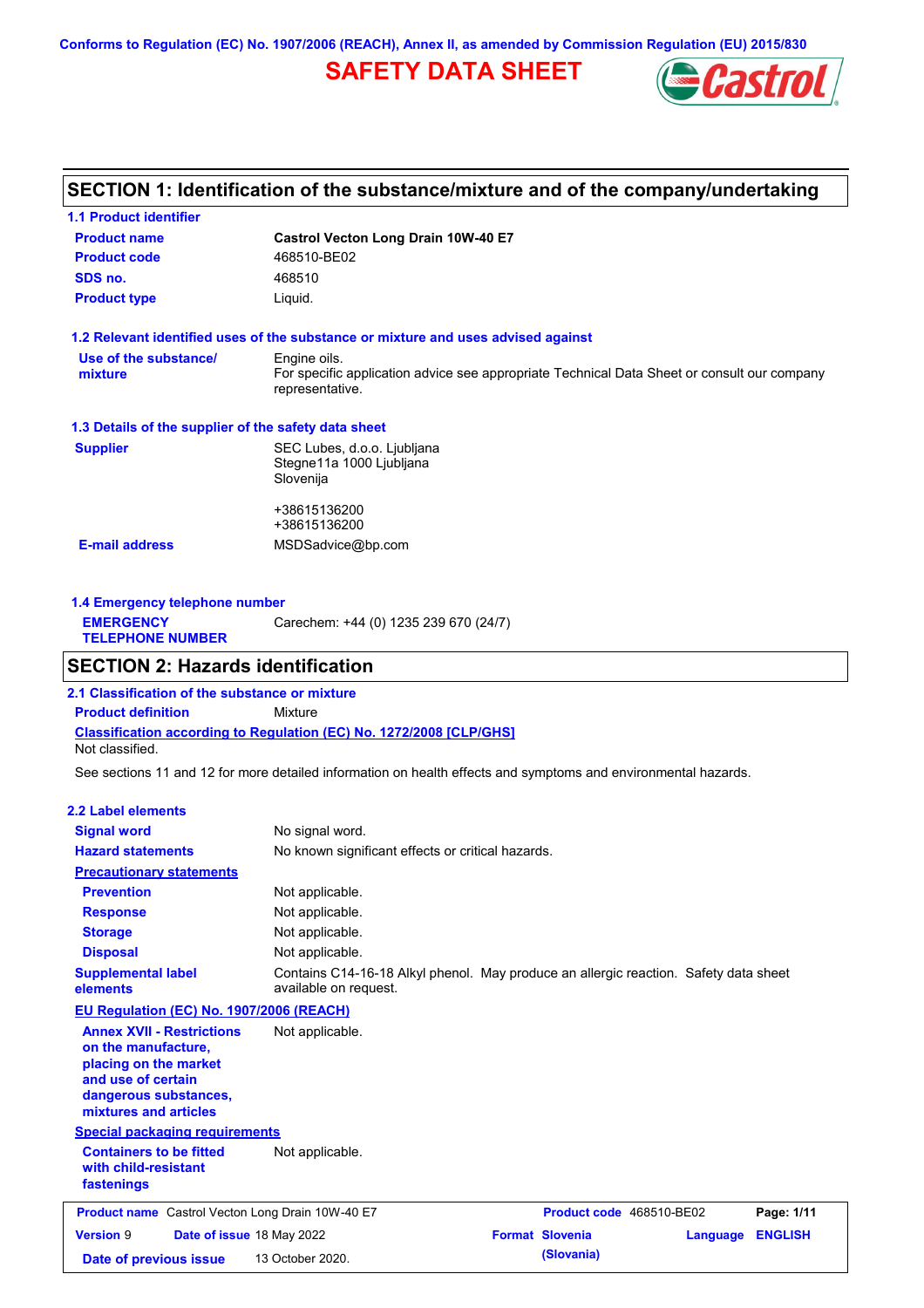Conforms to Regulation (EC) No. 1907/2006 (REACH), Annex II, as amended by Commission Regulation (EU) 2015/830

# SAFETY DATA SHEET

## SECTION 1: Identification of the substance/mixture and of the company/undertaking

### 1.1 Product identifier

| | |
|---|---|
| **Product name** | **Castrol Vecton Long Drain 10W-40 E7** |
| **Product code** | 468510-BE02 |
| **SDS no.** | 468510 |
| **Product type** | Liquid. |

### 1.2 Relevant identified uses of the substance or mixture and uses advised against

**Use of the substance/ mixture**: Engine oils.
For specific application advice see appropriate Technical Data Sheet or consult our company representative.

### 1.3 Details of the supplier of the safety data sheet

**Supplier**: SEC Lubes, d.o.o. Ljubljana
Stegne11a 1000 Ljubljana
Slovenija

+38615136200
+38615136200

**E-mail address**: MSDSadvice@bp.com

### 1.4 Emergency telephone number

**EMERGENCY TELEPHONE NUMBER**: Carechem: +44 (0) 1235 239 670 (24/7)

## SECTION 2: Hazards identification

### 2.1 Classification of the substance or mixture

**Product definition**: Mixture

**Classification according to Regulation (EC) No. 1272/2008 [CLP/GHS]**
Not classified.

See sections 11 and 12 for more detailed information on health effects and symptoms and environmental hazards.

### 2.2 Label elements

| | |
|---|---|
| **Signal word** | No signal word. |
| **Hazard statements** | No known significant effects or critical hazards. |

**Precautionary statements**

| | |
|---|---|
| **Prevention** | Not applicable. |
| **Response** | Not applicable. |
| **Storage** | Not applicable. |
| **Disposal** | Not applicable. |
| **Supplemental label elements** | Contains C14-16-18 Alkyl phenol. May produce an allergic reaction. Safety data sheet available on request. |

**EU Regulation (EC) No. 1907/2006 (REACH)**

**Annex XVII - Restrictions on the manufacture, placing on the market and use of certain dangerous substances, mixtures and articles**: Not applicable.

**Special packaging requirements**

**Containers to be fitted with child-resistant fastenings**: Not applicable.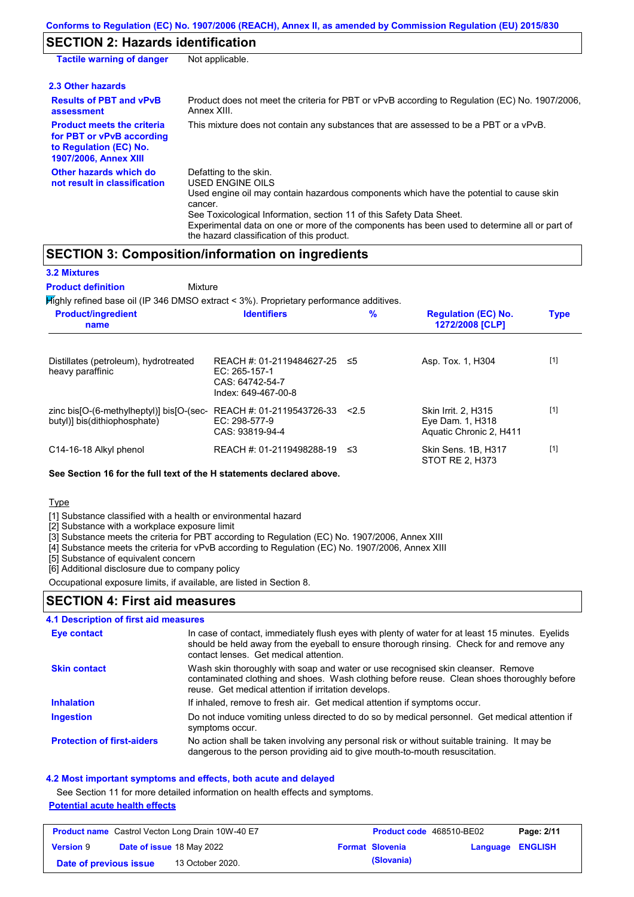## SECTION 2: Hazards identification

| | |
|---|---|
| **Tactile warning of danger** | Not applicable. |

### 2.3 Other hazards

| | |
|---|---|
| **Results of PBT and vPvB assessment** | Product does not meet the criteria for PBT or vPvB according to Regulation (EC) No. 1907/2006, Annex XIII. |
| **Product meets the criteria for PBT or vPvB according to Regulation (EC) No. 1907/2006, Annex XIII** | This mixture does not contain any substances that are assessed to be a PBT or a vPvB. |
| **Other hazards which do not result in classification** | Defatting to the skin.<br>USED ENGINE OILS<br>Used engine oil may contain hazardous components which have the potential to cause skin cancer.<br>See Toxicological Information, section 11 of this Safety Data Sheet.<br>Experimental data on one or more of the components has been used to determine all or part of the hazard classification of this product. |

## SECTION 3: Composition/information on ingredients

### 3.2 Mixtures

**Product definition** Mixture

Highly refined base oil (IP 346 DMSO extract < 3%). Proprietary performance additives.

| Product/ingredient name | Identifiers | % | Regulation (EC) No. 1272/2008 [CLP] | Type |
|---|---|---|---|---|
| Distillates (petroleum), hydrotreated heavy paraffinic | REACH #: 01-2119484627-25<br>EC: 265-157-1<br>CAS: 64742-54-7<br>Index: 649-467-00-8 | ≤5 | Asp. Tox. 1, H304 | [1] |
| zinc bis[O-(6-methylheptyl)] bis[O-(sec-butyl)] bis(dithiophosphate) | REACH #: 01-2119543726-33<br>EC: 298-577-9<br>CAS: 93819-94-4 | <2.5 | Skin Irrit. 2, H315<br>Eye Dam. 1, H318<br>Aquatic Chronic 2, H411 | [1] |
| C14-16-18 Alkyl phenol | REACH #: 01-2119498288-19 | ≤3 | Skin Sens. 1B, H317<br>STOT RE 2, H373 | [1] |

**See Section 16 for the full text of the H statements declared above.**

Type

[1] Substance classified with a health or environmental hazard
[2] Substance with a workplace exposure limit
[3] Substance meets the criteria for PBT according to Regulation (EC) No. 1907/2006, Annex XIII
[4] Substance meets the criteria for vPvB according to Regulation (EC) No. 1907/2006, Annex XIII
[5] Substance of equivalent concern
[6] Additional disclosure due to company policy

Occupational exposure limits, if available, are listed in Section 8.

## SECTION 4: First aid measures

### 4.1 Description of first aid measures

| | |
|---|---|
| **Eye contact** | In case of contact, immediately flush eyes with plenty of water for at least 15 minutes. Eyelids should be held away from the eyeball to ensure thorough rinsing. Check for and remove any contact lenses. Get medical attention. |
| **Skin contact** | Wash skin thoroughly with soap and water or use recognised skin cleanser. Remove contaminated clothing and shoes. Wash clothing before reuse. Clean shoes thoroughly before reuse. Get medical attention if irritation develops. |
| **Inhalation** | If inhaled, remove to fresh air. Get medical attention if symptoms occur. |
| **Ingestion** | Do not induce vomiting unless directed to do so by medical personnel. Get medical attention if symptoms occur. |
| **Protection of first-aiders** | No action shall be taken involving any personal risk or without suitable training. It may be dangerous to the person providing aid to give mouth-to-mouth resuscitation. |

### 4.2 Most important symptoms and effects, both acute and delayed

See Section 11 for more detailed information on health effects and symptoms.

**Potential acute health effects**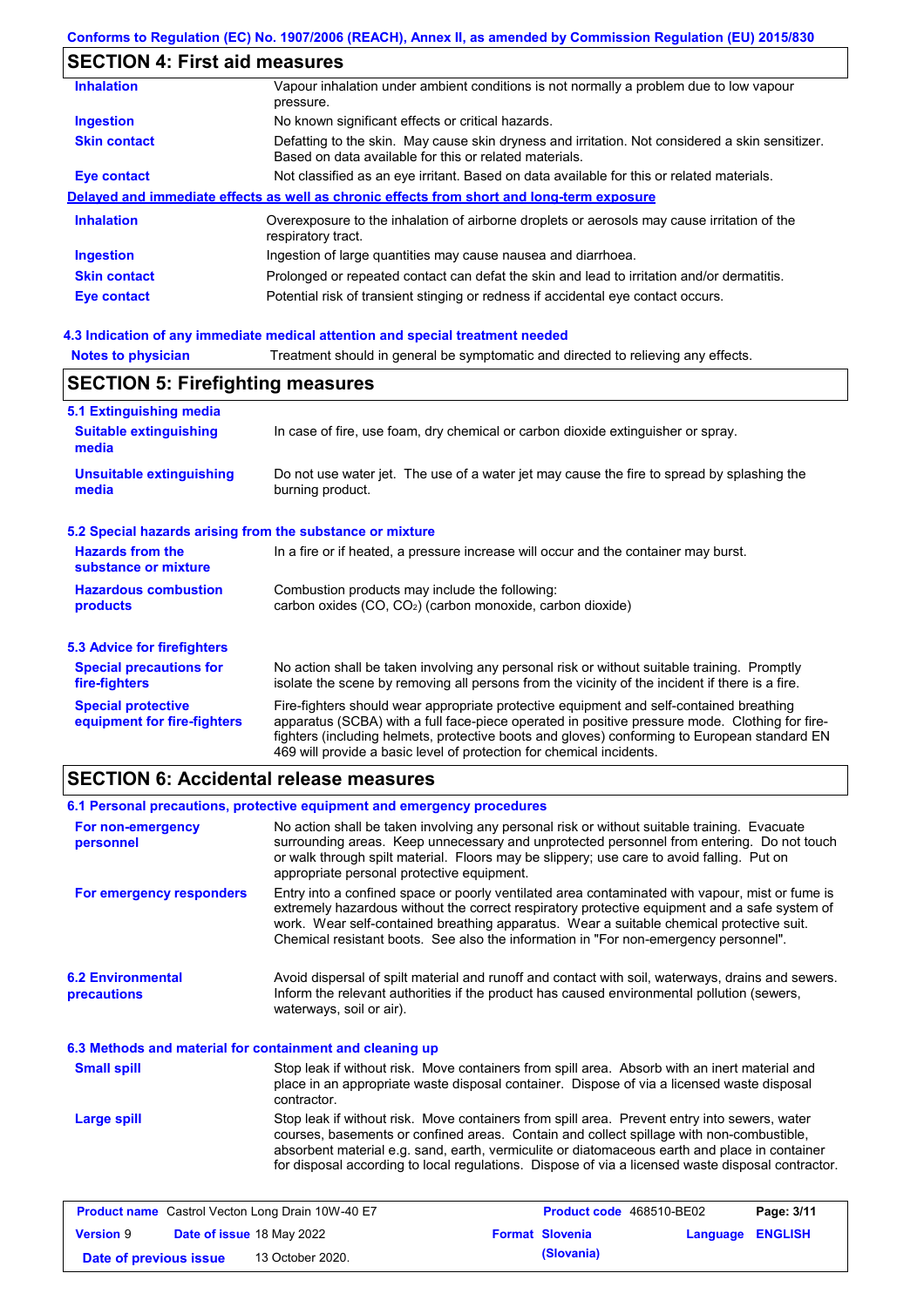## SECTION 4: First aid measures

| | |
|---|---|
| **Inhalation** | Vapour inhalation under ambient conditions is not normally a problem due to low vapour pressure. |
| **Ingestion** | No known significant effects or critical hazards. |
| **Skin contact** | Defatting to the skin. May cause skin dryness and irritation. Not considered a skin sensitizer. Based on data available for this or related materials. |
| **Eye contact** | Not classified as an eye irritant. Based on data available for this or related materials. |

**Delayed and immediate effects as well as chronic effects from short and long-term exposure**

| | |
|---|---|
| **Inhalation** | Overexposure to the inhalation of airborne droplets or aerosols may cause irritation of the respiratory tract. |
| **Ingestion** | Ingestion of large quantities may cause nausea and diarrhoea. |
| **Skin contact** | Prolonged or repeated contact can defat the skin and lead to irritation and/or dermatitis. |
| **Eye contact** | Potential risk of transient stinging or redness if accidental eye contact occurs. |

### 4.3 Indication of any immediate medical attention and special treatment needed

| | |
|---|---|
| **Notes to physician** | Treatment should in general be symptomatic and directed to relieving any effects. |

## SECTION 5: Firefighting measures

### 5.1 Extinguishing media

| | |
|---|---|
| **Suitable extinguishing media** | In case of fire, use foam, dry chemical or carbon dioxide extinguisher or spray. |
| **Unsuitable extinguishing media** | Do not use water jet. The use of a water jet may cause the fire to spread by splashing the burning product. |

### 5.2 Special hazards arising from the substance or mixture

| | |
|---|---|
| **Hazards from the substance or mixture** | In a fire or if heated, a pressure increase will occur and the container may burst. |
| **Hazardous combustion products** | Combustion products may include the following: carbon oxides (CO, $CO_2$) (carbon monoxide, carbon dioxide) |

### 5.3 Advice for firefighters

| | |
|---|---|
| **Special precautions for fire-fighters** | No action shall be taken involving any personal risk or without suitable training. Promptly isolate the scene by removing all persons from the vicinity of the incident if there is a fire. |
| **Special protective equipment for fire-fighters** | Fire-fighters should wear appropriate protective equipment and self-contained breathing apparatus (SCBA) with a full face-piece operated in positive pressure mode. Clothing for fire-fighters (including helmets, protective boots and gloves) conforming to European standard EN 469 will provide a basic level of protection for chemical incidents. |

## SECTION 6: Accidental release measures

### 6.1 Personal precautions, protective equipment and emergency procedures

| | |
|---|---|
| **For non-emergency personnel** | No action shall be taken involving any personal risk or without suitable training. Evacuate surrounding areas. Keep unnecessary and unprotected personnel from entering. Do not touch or walk through spilt material. Floors may be slippery; use care to avoid falling. Put on appropriate personal protective equipment. |
| **For emergency responders** | Entry into a confined space or poorly ventilated area contaminated with vapour, mist or fume is extremely hazardous without the correct respiratory protective equipment and a safe system of work. Wear self-contained breathing apparatus. Wear a suitable chemical protective suit. Chemical resistant boots. See also the information in "For non-emergency personnel". |

| | |
|---|---|
| **6.2 Environmental precautions** | Avoid dispersal of spilt material and runoff and contact with soil, waterways, drains and sewers. Inform the relevant authorities if the product has caused environmental pollution (sewers, waterways, soil or air). |

### 6.3 Methods and material for containment and cleaning up

| | |
|---|---|
| **Small spill** | Stop leak if without risk. Move containers from spill area. Absorb with an inert material and place in an appropriate waste disposal container. Dispose of via a licensed waste disposal contractor. |
| **Large spill** | Stop leak if without risk. Move containers from spill area. Prevent entry into sewers, water courses, basements or confined areas. Contain and collect spillage with non-combustible, absorbent material e.g. sand, earth, vermiculite or diatomaceous earth and place in container for disposal according to local regulations. Dispose of via a licensed waste disposal contractor. |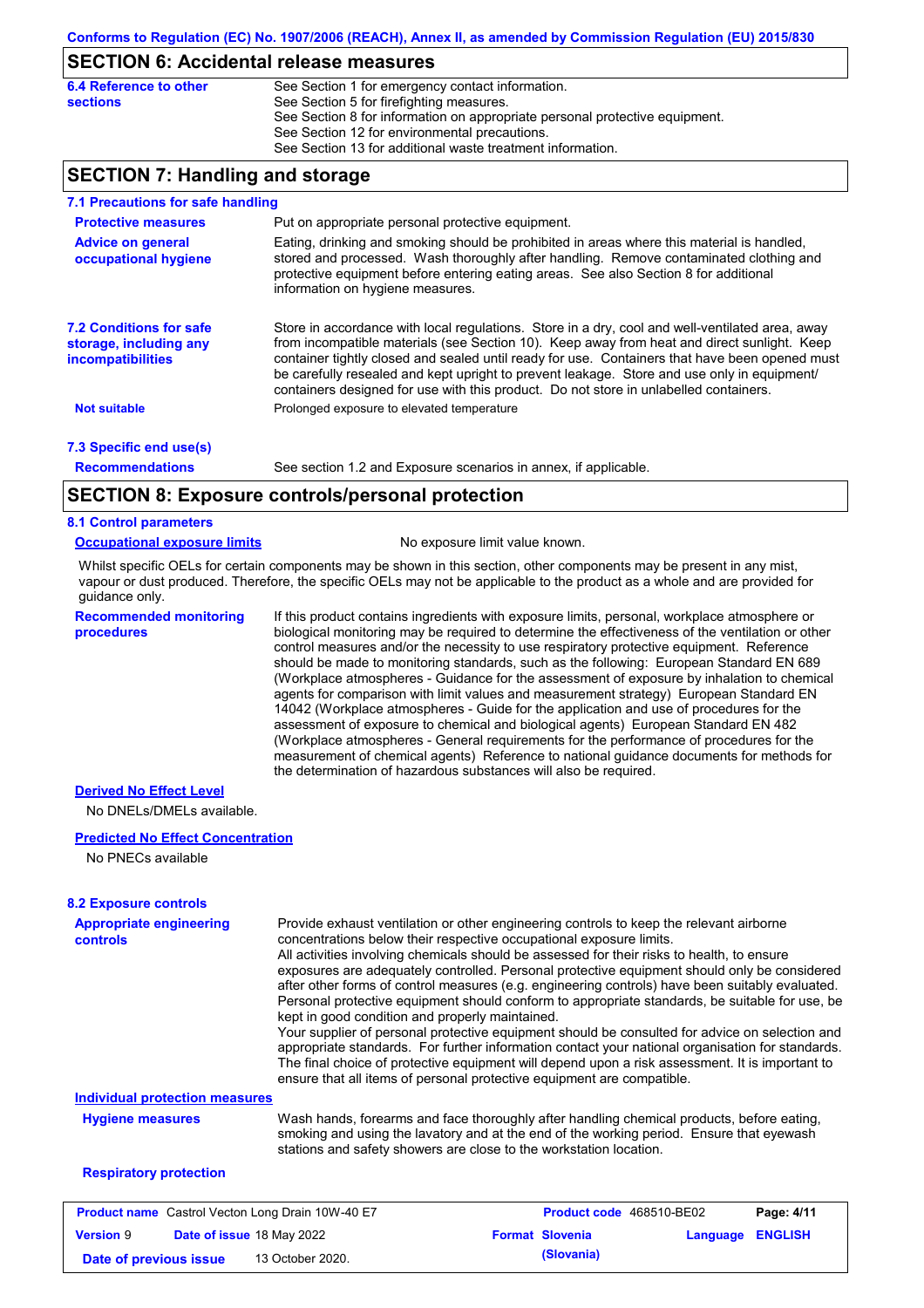## SECTION 6: Accidental release measures

**6.4 Reference to other sections**

See Section 1 for emergency contact information.
See Section 5 for firefighting measures.
See Section 8 for information on appropriate personal protective equipment.
See Section 12 for environmental precautions.
See Section 13 for additional waste treatment information.

## SECTION 7: Handling and storage

### 7.1 Precautions for safe handling

**Protective measures**

Put on appropriate personal protective equipment.

**Advice on general occupational hygiene**

Eating, drinking and smoking should be prohibited in areas where this material is handled, stored and processed. Wash thoroughly after handling. Remove contaminated clothing and protective equipment before entering eating areas. See also Section 8 for additional information on hygiene measures.

### 7.2 Conditions for safe storage, including any incompatibilities

Store in accordance with local regulations. Store in a dry, cool and well-ventilated area, away from incompatible materials (see Section 10). Keep away from heat and direct sunlight. Keep container tightly closed and sealed until ready for use. Containers that have been opened must be carefully resealed and kept upright to prevent leakage. Store and use only in equipment/ containers designed for use with this product. Do not store in unlabelled containers.

**Not suitable**

Prolonged exposure to elevated temperature

### 7.3 Specific end use(s)

**Recommendations**

See section 1.2 and Exposure scenarios in annex, if applicable.

## SECTION 8: Exposure controls/personal protection

### 8.1 Control parameters

**Occupational exposure limits**

No exposure limit value known.

Whilst specific OELs for certain components may be shown in this section, other components may be present in any mist, vapour or dust produced. Therefore, the specific OELs may not be applicable to the product as a whole and are provided for guidance only.

**Recommended monitoring procedures**

If this product contains ingredients with exposure limits, personal, workplace atmosphere or biological monitoring may be required to determine the effectiveness of the ventilation or other control measures and/or the necessity to use respiratory protective equipment. Reference should be made to monitoring standards, such as the following: European Standard EN 689 (Workplace atmospheres - Guidance for the assessment of exposure by inhalation to chemical agents for comparison with limit values and measurement strategy) European Standard EN 14042 (Workplace atmospheres - Guide for the application and use of procedures for the assessment of exposure to chemical and biological agents) European Standard EN 482 (Workplace atmospheres - General requirements for the performance of procedures for the measurement of chemical agents) Reference to national guidance documents for methods for the determination of hazardous substances will also be required.

**Derived No Effect Level**

No DNELs/DMELs available.

**Predicted No Effect Concentration**

No PNECs available

### 8.2 Exposure controls

**Appropriate engineering controls**

Provide exhaust ventilation or other engineering controls to keep the relevant airborne concentrations below their respective occupational exposure limits.
All activities involving chemicals should be assessed for their risks to health, to ensure exposures are adequately controlled. Personal protective equipment should only be considered after other forms of control measures (e.g. engineering controls) have been suitably evaluated. Personal protective equipment should conform to appropriate standards, be suitable for use, be kept in good condition and properly maintained.
Your supplier of personal protective equipment should be consulted for advice on selection and appropriate standards. For further information contact your national organisation for standards. The final choice of protective equipment will depend upon a risk assessment. It is important to ensure that all items of personal protective equipment are compatible.

**Individual protection measures**

**Hygiene measures**

Wash hands, forearms and face thoroughly after handling chemical products, before eating, smoking and using the lavatory and at the end of the working period. Ensure that eyewash stations and safety showers are close to the workstation location.

**Respiratory protection**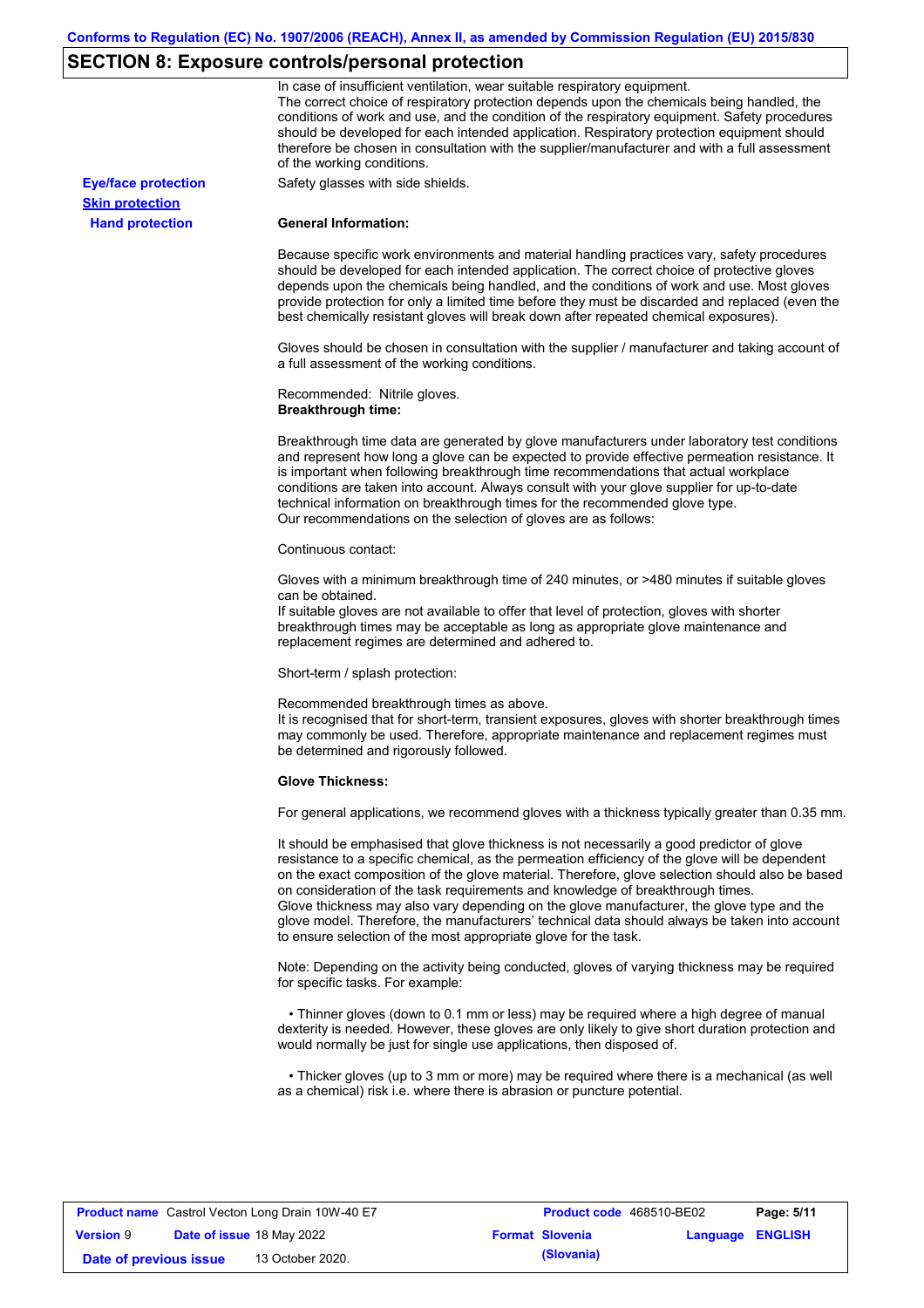## SECTION 8: Exposure controls/personal protection

In case of insufficient ventilation, wear suitable respiratory equipment.
The correct choice of respiratory protection depends upon the chemicals being handled, the conditions of work and use, and the condition of the respiratory equipment. Safety procedures should be developed for each intended application. Respiratory protection equipment should therefore be chosen in consultation with the supplier/manufacturer and with a full assessment of the working conditions.

**Eye/face protection**

Safety glasses with side shields.

**Skin protection**

**Hand protection**

**General Information:**

Because specific work environments and material handling practices vary, safety procedures should be developed for each intended application. The correct choice of protective gloves depends upon the chemicals being handled, and the conditions of work and use. Most gloves provide protection for only a limited time before they must be discarded and replaced (even the best chemically resistant gloves will break down after repeated chemical exposures).

Gloves should be chosen in consultation with the supplier / manufacturer and taking account of a full assessment of the working conditions.

Recommended: Nitrile gloves.
**Breakthrough time:**

Breakthrough time data are generated by glove manufacturers under laboratory test conditions and represent how long a glove can be expected to provide effective permeation resistance. It is important when following breakthrough time recommendations that actual workplace conditions are taken into account. Always consult with your glove supplier for up-to-date technical information on breakthrough times for the recommended glove type.
Our recommendations on the selection of gloves are as follows:

Continuous contact:

Gloves with a minimum breakthrough time of 240 minutes, or >480 minutes if suitable gloves can be obtained.
If suitable gloves are not available to offer that level of protection, gloves with shorter breakthrough times may be acceptable as long as appropriate glove maintenance and replacement regimes are determined and adhered to.

Short-term / splash protection:

Recommended breakthrough times as above.
It is recognised that for short-term, transient exposures, gloves with shorter breakthrough times may commonly be used. Therefore, appropriate maintenance and replacement regimes must be determined and rigorously followed.

**Glove Thickness:**

For general applications, we recommend gloves with a thickness typically greater than 0.35 mm.

It should be emphasised that glove thickness is not necessarily a good predictor of glove resistance to a specific chemical, as the permeation efficiency of the glove will be dependent on the exact composition of the glove material. Therefore, glove selection should also be based on consideration of the task requirements and knowledge of breakthrough times.
Glove thickness may also vary depending on the glove manufacturer, the glove type and the glove model. Therefore, the manufacturers' technical data should always be taken into account to ensure selection of the most appropriate glove for the task.

Note: Depending on the activity being conducted, gloves of varying thickness may be required for specific tasks. For example:

- Thinner gloves (down to 0.1 mm or less) may be required where a high degree of manual dexterity is needed. However, these gloves are only likely to give short duration protection and would normally be just for single use applications, then disposed of.

- Thicker gloves (up to 3 mm or more) may be required where there is a mechanical (as well as a chemical) risk i.e. where there is abrasion or puncture potential.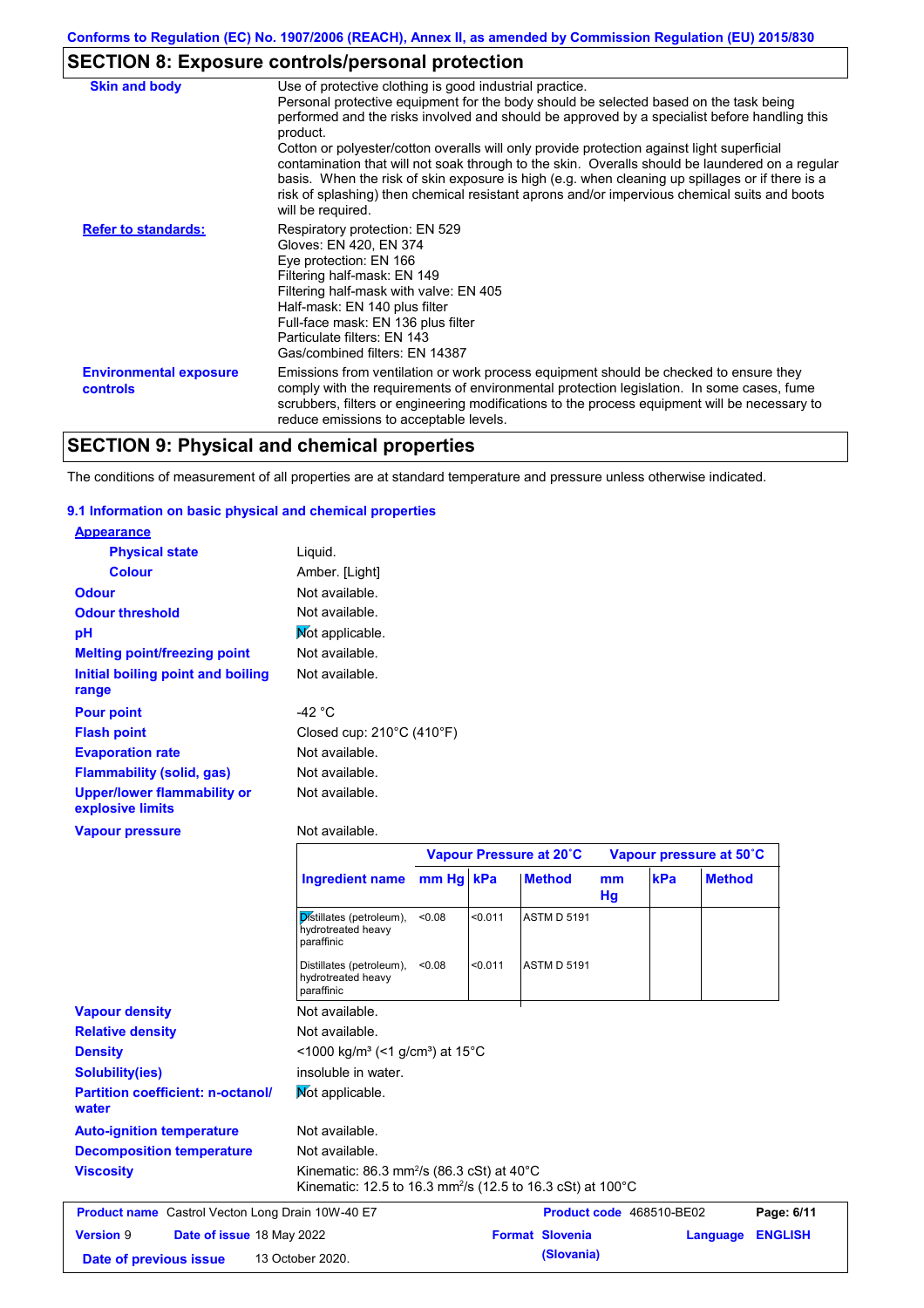Conforms to Regulation (EC) No. 1907/2006 (REACH), Annex II, as amended by Commission Regulation (EU) 2015/830

## SECTION 8: Exposure controls/personal protection

| | |
|---|---|
| **Skin and body** | Use of protective clothing is good industrial practice. Personal protective equipment for the body should be selected based on the task being performed and the risks involved and should be approved by a specialist before handling this product. Cotton or polyester/cotton overalls will only provide protection against light superficial contamination that will not soak through to the skin. Overalls should be laundered on a regular basis. When the risk of skin exposure is high (e.g. when cleaning up spillages or if there is a risk of splashing) then chemical resistant aprons and/or impervious chemical suits and boots will be required. |
| **Refer to standards:** | Respiratory protection: EN 529<br>Gloves: EN 420, EN 374<br>Eye protection: EN 166<br>Filtering half-mask: EN 149<br>Filtering half-mask with valve: EN 405<br>Half-mask: EN 140 plus filter<br>Full-face mask: EN 136 plus filter<br>Particulate filters: EN 143<br>Gas/combined filters: EN 14387 |
| **Environmental exposure controls** | Emissions from ventilation or work process equipment should be checked to ensure they comply with the requirements of environmental protection legislation. In some cases, fume scrubbers, filters or engineering modifications to the process equipment will be necessary to reduce emissions to acceptable levels. |

## SECTION 9: Physical and chemical properties

The conditions of measurement of all properties are at standard temperature and pressure unless otherwise indicated.

### 9.1 Information on basic physical and chemical properties

**Appearance**

| | |
|---|---|
| **Physical state** | Liquid. |
| **Colour** | Amber. [Light] |
| **Odour** | Not available. |
| **Odour threshold** | Not available. |
| **pH** | Not applicable. |
| **Melting point/freezing point** | Not available. |
| **Initial boiling point and boiling range** | Not available. |
| **Pour point** | -42 °C |
| **Flash point** | Closed cup: 210°C (410°F) |
| **Evaporation rate** | Not available. |
| **Flammability (solid, gas)** | Not available. |
| **Upper/lower flammability or explosive limits** | Not available. |
| **Vapour pressure** | Not available. |

| | Vapour Pressure at 20˚C | | | Vapour pressure at 50˚C | | |
|---|---|---|---|---|---|---|
| **Ingredient name** | **mm Hg** | **kPa** | **Method** | **mm Hg** | **kPa** | **Method** |
| Distillates (petroleum), hydrotreated heavy paraffinic | <0.08 | <0.011 | ASTM D 5191 | | | |
| Distillates (petroleum), hydrotreated heavy paraffinic | <0.08 | <0.011 | ASTM D 5191 | | | |

| | |
|---|---|
| **Vapour density** | Not available. |
| **Relative density** | Not available. |
| **Density** | <1000 kg/m³ (<1 g/cm³) at 15°C |
| **Solubility(ies)** | insoluble in water. |
| **Partition coefficient: n-octanol/water** | Not applicable. |
| **Auto-ignition temperature** | Not available. |
| **Decomposition temperature** | Not available. |
| **Viscosity** | Kinematic: 86.3 mm²/s (86.3 cSt) at 40°C<br>Kinematic: 12.5 to 16.3 mm²/s (12.5 to 16.3 cSt) at 100°C |

| | | | |
|---|---|---|---|
| **Product name** Castrol Vecton Long Drain 10W-40 E7 | | **Product code** 468510-BE02 | |
| **Version** 9 | **Date of issue** 18 May 2022 | **Format** Slovenia (Slovania) | **Language** ENGLISH |
| **Date of previous issue** | 13 October 2020. | | |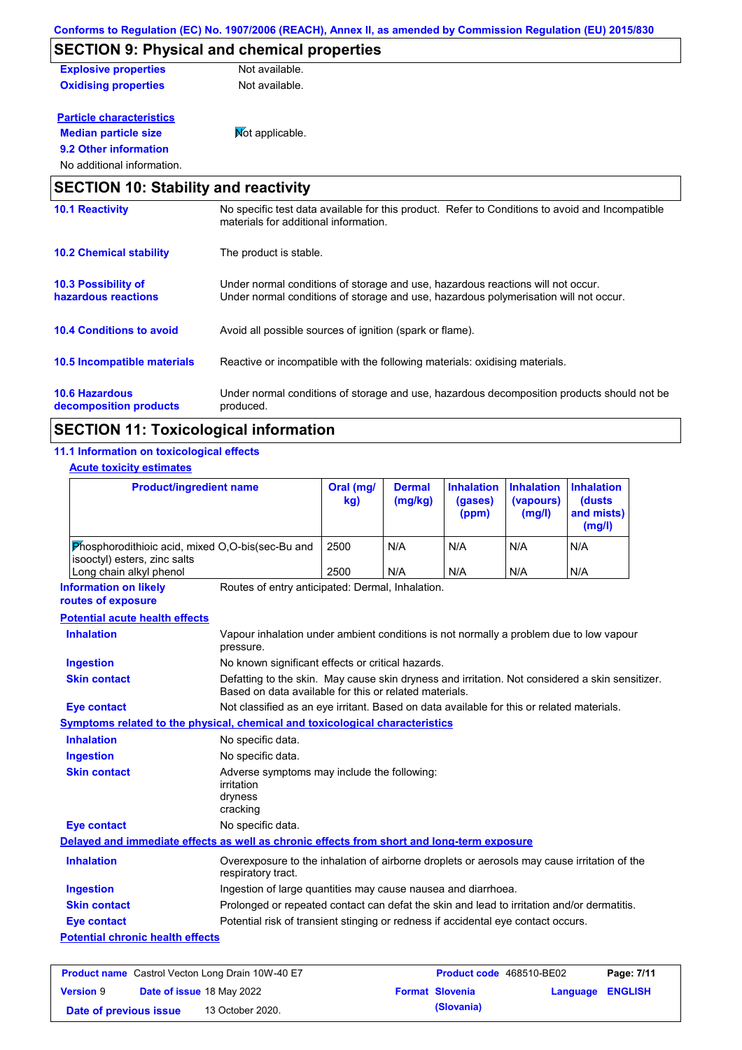## SECTION 9: Physical and chemical properties

**Explosive properties** Not available.

**Oxidising properties** Not available.

**Particle characteristics**

**Median particle size** Not applicable.

**9.2 Other information**

No additional information.

## SECTION 10: Stability and reactivity

**10.1 Reactivity** No specific test data available for this product. Refer to Conditions to avoid and Incompatible materials for additional information.

**10.2 Chemical stability** The product is stable.

**10.3 Possibility of hazardous reactions** Under normal conditions of storage and use, hazardous reactions will not occur. Under normal conditions of storage and use, hazardous polymerisation will not occur.

**10.4 Conditions to avoid** Avoid all possible sources of ignition (spark or flame).

**10.5 Incompatible materials** Reactive or incompatible with the following materials: oxidising materials.

**10.6 Hazardous decomposition products** Under normal conditions of storage and use, hazardous decomposition products should not be produced.

## SECTION 11: Toxicological information

### 11.1 Information on toxicological effects

**Acute toxicity estimates**

| Product/ingredient name | Oral (mg/kg) | Dermal (mg/kg) | Inhalation (gases) (ppm) | Inhalation (vapours) (mg/l) | Inhalation (dusts and mists) (mg/l) |
|---|---|---|---|---|---|
| Phosphorodithioic acid, mixed O,O-bis(sec-Bu and isooctyl) esters, zinc salts | 2500 | N/A | N/A | N/A | N/A |
| Long chain alkyl phenol | 2500 | N/A | N/A | N/A | N/A |

**Information on likely routes of exposure** Routes of entry anticipated: Dermal, Inhalation.

**Potential acute health effects**

**Inhalation** Vapour inhalation under ambient conditions is not normally a problem due to low vapour pressure.

**Ingestion** No known significant effects or critical hazards.

**Skin contact** Defatting to the skin. May cause skin dryness and irritation. Not considered a skin sensitizer. Based on data available for this or related materials.

**Eye contact** Not classified as an eye irritant. Based on data available for this or related materials.

**Symptoms related to the physical, chemical and toxicological characteristics**

**Inhalation** No specific data.

**Ingestion** No specific data.

**Skin contact** Adverse symptoms may include the following:
irritation
dryness
cracking

**Eye contact** No specific data.

**Delayed and immediate effects as well as chronic effects from short and long-term exposure**

**Inhalation** Overexposure to the inhalation of airborne droplets or aerosols may cause irritation of the respiratory tract.

**Ingestion** Ingestion of large quantities may cause nausea and diarrhoea.

**Skin contact** Prolonged or repeated contact can defat the skin and lead to irritation and/or dermatitis.

**Eye contact** Potential risk of transient stinging or redness if accidental eye contact occurs.

**Potential chronic health effects**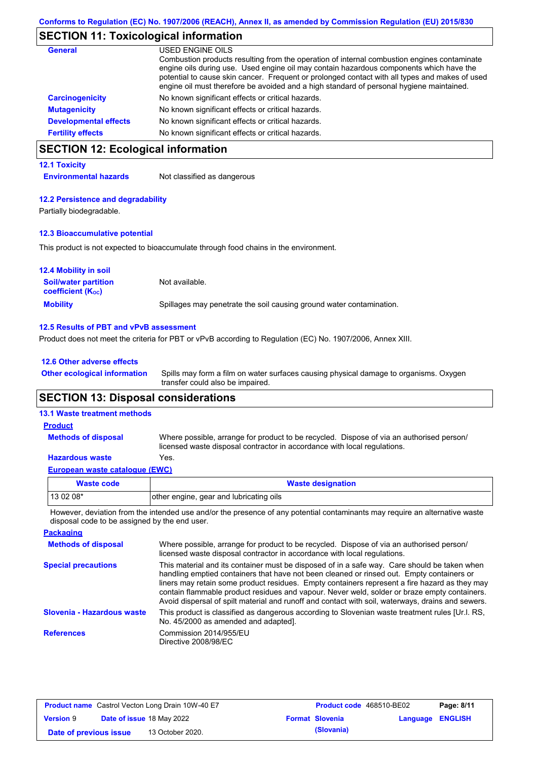## SECTION 11: Toxicological information

**General**

USED ENGINE OILS

Combustion products resulting from the operation of internal combustion engines contaminate engine oils during use. Used engine oil may contain hazardous components which have the potential to cause skin cancer. Frequent or prolonged contact with all types and makes of used engine oil must therefore be avoided and a high standard of personal hygiene maintained.

**Carcinogenicity**: No known significant effects or critical hazards.

**Mutagenicity**: No known significant effects or critical hazards.

**Developmental effects**: No known significant effects or critical hazards.

**Fertility effects**: No known significant effects or critical hazards.

## SECTION 12: Ecological information

### 12.1 Toxicity

**Environmental hazards**: Not classified as dangerous

### 12.2 Persistence and degradability

Partially biodegradable.

### 12.3 Bioaccumulative potential

This product is not expected to bioaccumulate through food chains in the environment.

### 12.4 Mobility in soil

**Soil/water partition coefficient ($K_{OC}$)**: Not available.

**Mobility**: Spillages may penetrate the soil causing ground water contamination.

### 12.5 Results of PBT and vPvB assessment

Product does not meet the criteria for PBT or vPvB according to Regulation (EC) No. 1907/2006, Annex XIII.

### 12.6 Other adverse effects

**Other ecological information**: Spills may form a film on water surfaces causing physical damage to organisms. Oxygen transfer could also be impaired.

## SECTION 13: Disposal considerations

### 13.1 Waste treatment methods

**Product**

**Methods of disposal**: Where possible, arrange for product to be recycled. Dispose of via an authorised person/ licensed waste disposal contractor in accordance with local regulations.

**Hazardous waste**: Yes.

**European waste catalogue (EWC)**

| Waste code | Waste designation |
|---|---|
| 13 02 08* | other engine, gear and lubricating oils |

However, deviation from the intended use and/or the presence of any potential contaminants may require an alternative waste disposal code to be assigned by the end user.

**Packaging**

**Methods of disposal**: Where possible, arrange for product to be recycled. Dispose of via an authorised person/ licensed waste disposal contractor in accordance with local regulations.

**Special precautions**: This material and its container must be disposed of in a safe way. Care should be taken when handling emptied containers that have not been cleaned or rinsed out. Empty containers or liners may retain some product residues. Empty containers represent a fire hazard as they may contain flammable product residues and vapour. Never weld, solder or braze empty containers. Avoid dispersal of spilt material and runoff and contact with soil, waterways, drains and sewers.

**Slovenia - Hazardous waste**: This product is classified as dangerous according to Slovenian waste treatment rules [Ur.l. RS, No. 45/2000 as amended and adapted].

**References**: Commission 2014/955/EU
Directive 2008/98/EC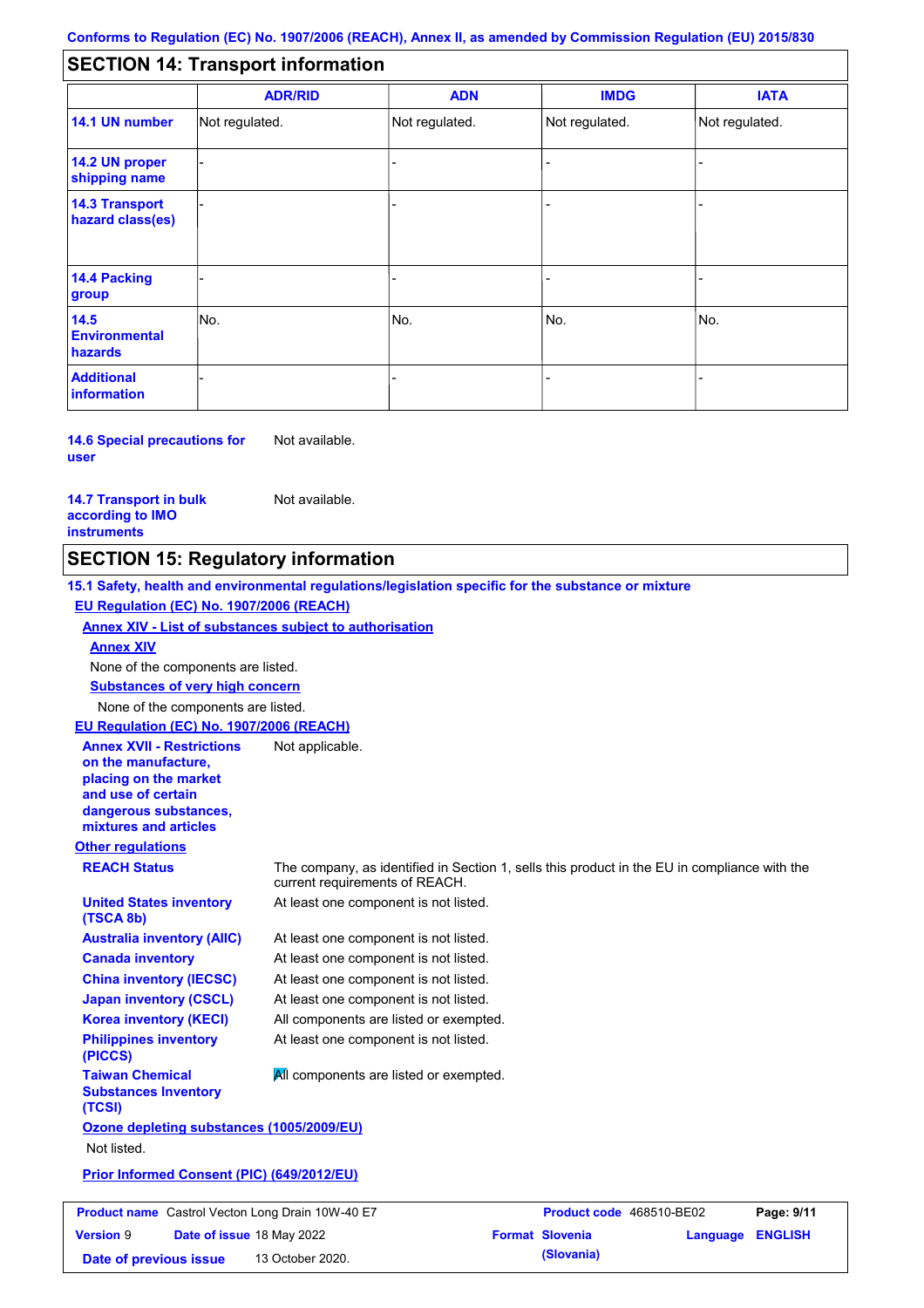## SECTION 14: Transport information

| | ADR/RID | ADN | IMDG | IATA |
|---|---|---|---|---|
| **14.1 UN number** | Not regulated. | Not regulated. | Not regulated. | Not regulated. |
| **14.2 UN proper shipping name** | - | - | - | - |
| **14.3 Transport hazard class(es)** | - | - | - | - |
| **14.4 Packing group** | - | - | - | - |
| **14.5 Environmental hazards** | No. | No. | No. | No. |
| **Additional information** | - | - | - | - |

**14.6 Special precautions for user** Not available.

**14.7 Transport in bulk according to IMO instruments** Not available.

## SECTION 15: Regulatory information

**15.1 Safety, health and environmental regulations/legislation specific for the substance or mixture**

**EU Regulation (EC) No. 1907/2006 (REACH)**

**Annex XIV - List of substances subject to authorisation**

**Annex XIV**

None of the components are listed.

**Substances of very high concern**

None of the components are listed.

**EU Regulation (EC) No. 1907/2006 (REACH)**

**Annex XVII - Restrictions on the manufacture, placing on the market and use of certain dangerous substances, mixtures and articles** Not applicable.

**Other regulations**

**REACH Status** The company, as identified in Section 1, sells this product in the EU in compliance with the current requirements of REACH.

**United States inventory (TSCA 8b)** At least one component is not listed.

**Australia inventory (AIIC)** At least one component is not listed.

**Canada inventory** At least one component is not listed.

**China inventory (IECSC)** At least one component is not listed.

**Japan inventory (CSCL)** At least one component is not listed.

**Korea inventory (KECI)** All components are listed or exempted.

**Philippines inventory (PICCS)** At least one component is not listed.

**Taiwan Chemical Substances Inventory (TCSI)** All components are listed or exempted.

**Ozone depleting substances (1005/2009/EU)**

Not listed.

**Prior Informed Consent (PIC) (649/2012/EU)**

| **Product name** Castrol Vecton Long Drain 10W-40 E7 | | **Product code** 468510-BE02 | |
|---|---|---|---|
| **Version** 9 | **Date of issue** 18 May 2022 | **Format** Slovenia (Slovenia) | **Language** ENGLISH |
| **Date of previous issue** 13 October 2020. | | | |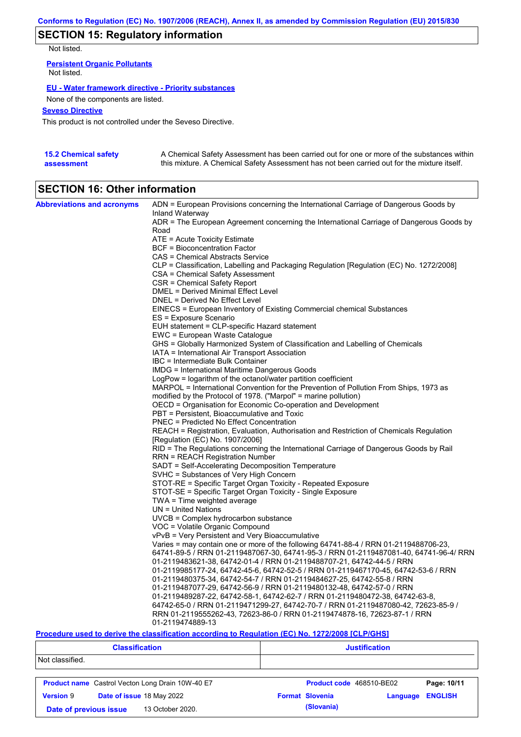## SECTION 15: Regulatory information

Not listed.

**Persistent Organic Pollutants**

Not listed.

**EU - Water framework directive - Priority substances**

None of the components are listed.

**Seveso Directive**

This product is not controlled under the Seveso Directive.

**15.2 Chemical safety assessment**

A Chemical Safety Assessment has been carried out for one or more of the substances within this mixture. A Chemical Safety Assessment has not been carried out for the mixture itself.

## SECTION 16: Other information

**Abbreviations and acronyms**

ADN = European Provisions concerning the International Carriage of Dangerous Goods by Inland Waterway
ADR = The European Agreement concerning the International Carriage of Dangerous Goods by Road
ATE = Acute Toxicity Estimate
BCF = Bioconcentration Factor
CAS = Chemical Abstracts Service
CLP = Classification, Labelling and Packaging Regulation [Regulation (EC) No. 1272/2008]
CSA = Chemical Safety Assessment
CSR = Chemical Safety Report
DMEL = Derived Minimal Effect Level
DNEL = Derived No Effect Level
EINECS = European Inventory of Existing Commercial chemical Substances
ES = Exposure Scenario
EUH statement = CLP-specific Hazard statement
EWC = European Waste Catalogue
GHS = Globally Harmonized System of Classification and Labelling of Chemicals
IATA = International Air Transport Association
IBC = Intermediate Bulk Container
IMDG = International Maritime Dangerous Goods
LogPow = logarithm of the octanol/water partition coefficient
MARPOL = International Convention for the Prevention of Pollution From Ships, 1973 as modified by the Protocol of 1978. ("Marpol" = marine pollution)
OECD = Organisation for Economic Co-operation and Development
PBT = Persistent, Bioaccumulative and Toxic
PNEC = Predicted No Effect Concentration
REACH = Registration, Evaluation, Authorisation and Restriction of Chemicals Regulation [Regulation (EC) No. 1907/2006]
RID = The Regulations concerning the International Carriage of Dangerous Goods by Rail
RRN = REACH Registration Number
SADT = Self-Accelerating Decomposition Temperature
SVHC = Substances of Very High Concern
STOT-RE = Specific Target Organ Toxicity - Repeated Exposure
STOT-SE = Specific Target Organ Toxicity - Single Exposure
TWA = Time weighted average
UN = United Nations
UVCB = Complex hydrocarbon substance
VOC = Volatile Organic Compound
vPvB = Very Persistent and Very Bioaccumulative
Varies = may contain one or more of the following 64741-88-4 / RRN 01-2119488706-23, 64741-89-5 / RRN 01-2119487067-30, 64741-95-3 / RRN 01-2119487081-40, 64741-96-4/ RRN 01-2119483621-38, 64742-01-4 / RRN 01-2119488707-21, 64742-44-5 / RRN 01-2119985177-24, 64742-45-6, 64742-52-5 / RRN 01-2119467170-45, 64742-53-6 / RRN 01-2119480375-34, 64742-54-7 / RRN 01-2119484627-25, 64742-55-8 / RRN 01-2119487077-29, 64742-56-9 / RRN 01-2119480132-48, 64742-57-0 / RRN 01-2119489287-22, 64742-58-1, 64742-62-7 / RRN 01-2119480472-38, 64742-63-8, 64742-65-0 / RRN 01-2119471299-27, 64742-70-7 / RRN 01-2119487080-42, 72623-85-9 / RRN 01-2119555262-43, 72623-86-0 / RRN 01-2119474878-16, 72623-87-1 / RRN 01-2119474889-13

**Procedure used to derive the classification according to Regulation (EC) No. 1272/2008 [CLP/GHS]**

| Classification | Justification |
|---|---|
| Not classified. | |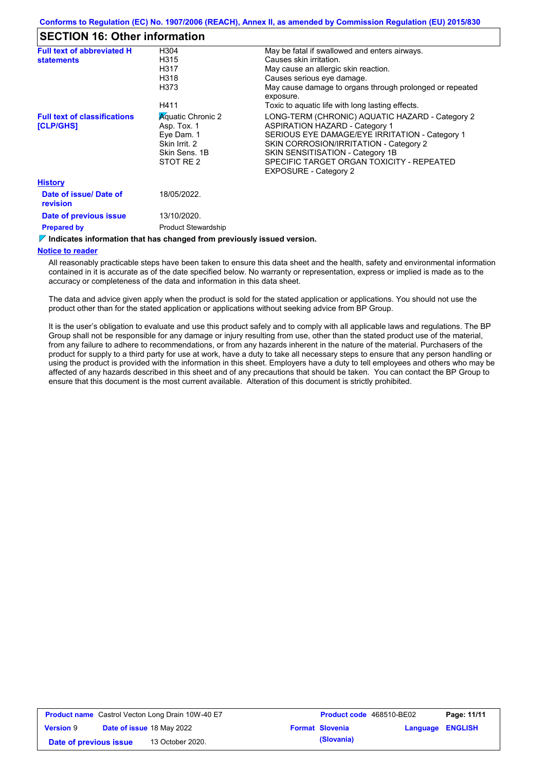## SECTION 16: Other information

| | | |
|---|---|---|
| **Full text of abbreviated H statements** | H304 | May be fatal if swallowed and enters airways. |
| | H315 | Causes skin irritation. |
| | H317 | May cause an allergic skin reaction. |
| | H318 | Causes serious eye damage. |
| | H373 | May cause damage to organs through prolonged or repeated exposure. |
| | H411 | Toxic to aquatic life with long lasting effects. |
| **Full text of classifications [CLP/GHS]** | Aquatic Chronic 2 | LONG-TERM (CHRONIC) AQUATIC HAZARD - Category 2 |
| | Asp. Tox. 1 | ASPIRATION HAZARD - Category 1 |
| | Eye Dam. 1 | SERIOUS EYE DAMAGE/EYE IRRITATION - Category 1 |
| | Skin Irrit. 2 | SKIN CORROSION/IRRITATION - Category 2 |
| | Skin Sens. 1B | SKIN SENSITISATION - Category 1B |
| | STOT RE 2 | SPECIFIC TARGET ORGAN TOXICITY - REPEATED EXPOSURE - Category 2 |

**History**

| | |
|---|---|
| **Date of issue/ Date of revision** | 18/05/2022. |
| **Date of previous issue** | 13/10/2020. |
| **Prepared by** | Product Stewardship |

**Indicates information that has changed from previously issued version.**

**Notice to reader**

All reasonably practicable steps have been taken to ensure this data sheet and the health, safety and environmental information contained in it is accurate as of the date specified below. No warranty or representation, express or implied is made as to the accuracy or completeness of the data and information in this data sheet.

The data and advice given apply when the product is sold for the stated application or applications. You should not use the product other than for the stated application or applications without seeking advice from BP Group.

It is the user's obligation to evaluate and use this product safely and to comply with all applicable laws and regulations. The BP Group shall not be responsible for any damage or injury resulting from use, other than the stated product use of the material, from any failure to adhere to recommendations, or from any hazards inherent in the nature of the material. Purchasers of the product for supply to a third party for use at work, have a duty to take all necessary steps to ensure that any person handling or using the product is provided with the information in this sheet. Employers have a duty to tell employees and others who may be affected of any hazards described in this sheet and of any precautions that should be taken. You can contact the BP Group to ensure that this document is the most current available. Alteration of this document is strictly prohibited.